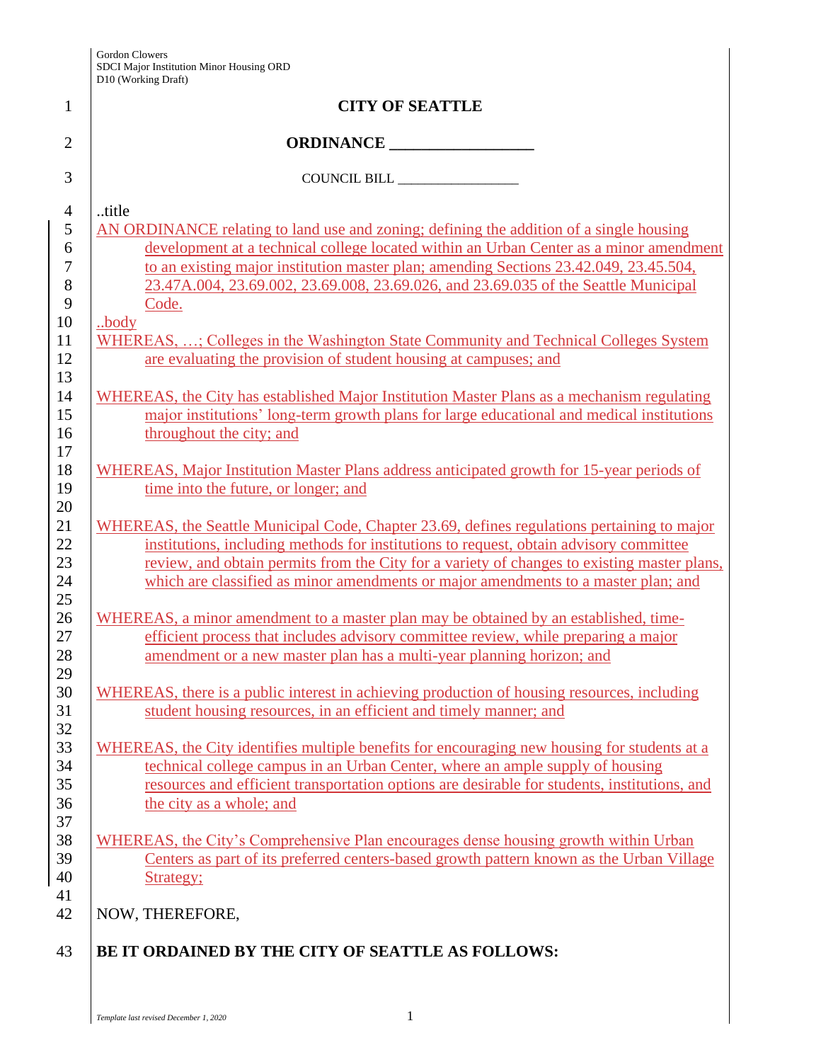Gordon Clowers
SDCI Major Institution Minor Housing ORD
D10 (Working Draft)

# CITY OF SEATTLE

## ORDINANCE __________________

COUNCIL BILL __________________

..title

AN ORDINANCE relating to land use and zoning; defining the addition of a single housing development at a technical college located within an Urban Center as a minor amendment to an existing major institution master plan; amending Sections 23.42.049, 23.45.504, 23.47A.004, 23.69.002, 23.69.008, 23.69.026, and 23.69.035 of the Seattle Municipal Code.

..body

WHEREAS, …; Colleges in the Washington State Community and Technical Colleges System are evaluating the provision of student housing at campuses; and

WHEREAS, the City has established Major Institution Master Plans as a mechanism regulating major institutions' long-term growth plans for large educational and medical institutions throughout the city; and

WHEREAS, Major Institution Master Plans address anticipated growth for 15-year periods of time into the future, or longer; and

WHEREAS, the Seattle Municipal Code, Chapter 23.69, defines regulations pertaining to major institutions, including methods for institutions to request, obtain advisory committee review, and obtain permits from the City for a variety of changes to existing master plans, which are classified as minor amendments or major amendments to a master plan; and

WHEREAS, a minor amendment to a master plan may be obtained by an established, time-efficient process that includes advisory committee review, while preparing a major amendment or a new master plan has a multi-year planning horizon; and

WHEREAS, there is a public interest in achieving production of housing resources, including student housing resources, in an efficient and timely manner; and

WHEREAS, the City identifies multiple benefits for encouraging new housing for students at a technical college campus in an Urban Center, where an ample supply of housing resources and efficient transportation options are desirable for students, institutions, and the city as a whole; and

WHEREAS, the City's Comprehensive Plan encourages dense housing growth within Urban Centers as part of its preferred centers-based growth pattern known as the Urban Village Strategy;

NOW, THEREFORE,

**BE IT ORDAINED BY THE CITY OF SEATTLE AS FOLLOWS:**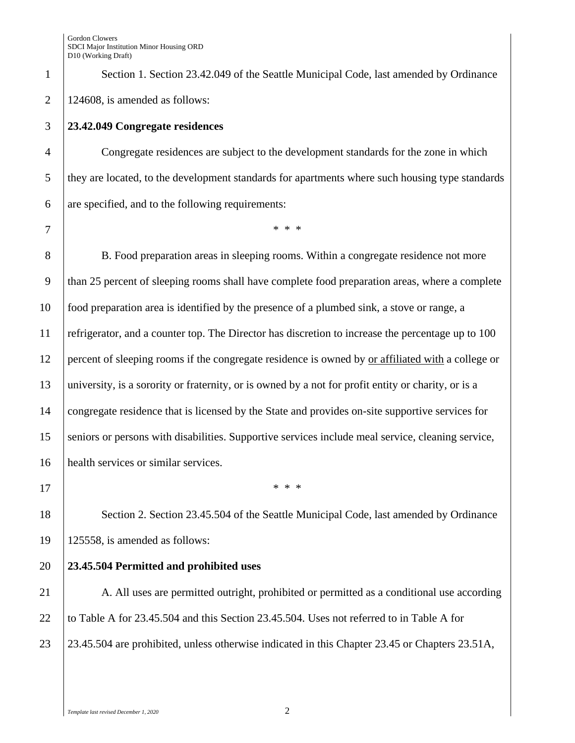Section 1. Section 23.42.049 of the Seattle Municipal Code, last amended by Ordinance 124608, is amended as follows:

**23.42.049 Congregate residences**

Congregate residences are subject to the development standards for the zone in which they are located, to the development standards for apartments where such housing type standards are specified, and to the following requirements:

\* \* \*

B. Food preparation areas in sleeping rooms. Within a congregate residence not more than 25 percent of sleeping rooms shall have complete food preparation areas, where a complete food preparation area is identified by the presence of a plumbed sink, a stove or range, a refrigerator, and a counter top. The Director has discretion to increase the percentage up to 100 percent of sleeping rooms if the congregate residence is owned by <u>or affiliated with</u> a college or university, is a sorority or fraternity, or is owned by a not for profit entity or charity, or is a congregate residence that is licensed by the State and provides on-site supportive services for seniors or persons with disabilities. Supportive services include meal service, cleaning service, health services or similar services.

\* \* \*

Section 2. Section 23.45.504 of the Seattle Municipal Code, last amended by Ordinance 125558, is amended as follows:

**23.45.504 Permitted and prohibited uses**

A. All uses are permitted outright, prohibited or permitted as a conditional use according to Table A for 23.45.504 and this Section 23.45.504. Uses not referred to in Table A for 23.45.504 are prohibited, unless otherwise indicated in this Chapter 23.45 or Chapters 23.51A,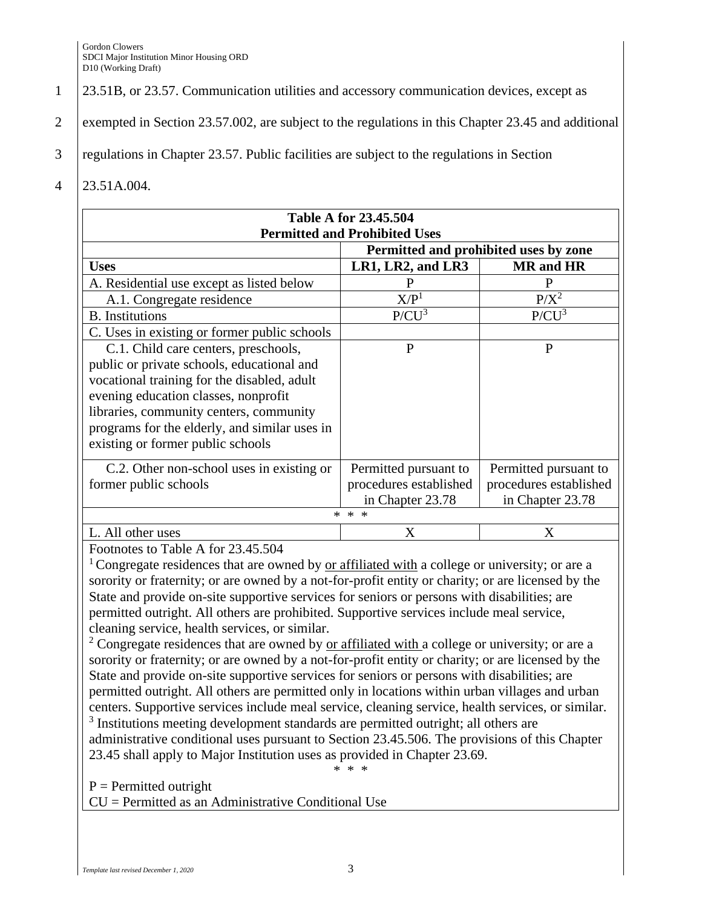23.51B, or 23.57. Communication utilities and accessory communication devices, except as exempted in Section 23.57.002, are subject to the regulations in this Chapter 23.45 and additional regulations in Chapter 23.57. Public facilities are subject to the regulations in Section 23.51A.004.

| Table A for 23.45.504 Permitted and Prohibited Uses | | |
|---|---|---|
| | Permitted and prohibited uses by zone | |
| **Uses** | **LR1, LR2, and LR3** | **MR and HR** |
| A. Residential use except as listed below | P | P |
| A.1. Congregate residence | X/P[1] | P/X[2] |
| B. Institutions | P/CU[3] | P/CU[3] |
| C. Uses in existing or former public schools | | |
| C.1. Child care centers, preschools, public or private schools, educational and vocational training for the disabled, adult evening education classes, nonprofit libraries, community centers, community programs for the elderly, and similar uses in existing or former public schools | P | P |
| C.2. Other non-school uses in existing or former public schools | Permitted pursuant to procedures established in Chapter 23.78 | Permitted pursuant to procedures established in Chapter 23.78 |
| * * * | | |
| L. All other uses | X | X |

Footnotes to Table A for 23.45.504

[1] Congregate residences that are owned by <u>or affiliated with</u> a college or university; or are a sorority or fraternity; or are owned by a not-for-profit entity or charity; or are licensed by the State and provide on-site supportive services for seniors or persons with disabilities; are permitted outright. All others are prohibited. Supportive services include meal service, cleaning service, health services, or similar.

[2] Congregate residences that are owned by <u>or affiliated with</u> a college or university; or are a sorority or fraternity; or are owned by a not-for-profit entity or charity; or are licensed by the State and provide on-site supportive services for seniors or persons with disabilities; are permitted outright. All others are permitted only in locations within urban villages and urban centers. Supportive services include meal service, cleaning service, health services, or similar.

[3] Institutions meeting development standards are permitted outright; all others are administrative conditional uses pursuant to Section 23.45.506. The provisions of this Chapter 23.45 shall apply to Major Institution uses as provided in Chapter 23.69.

\* \* \*

P = Permitted outright

CU = Permitted as an Administrative Conditional Use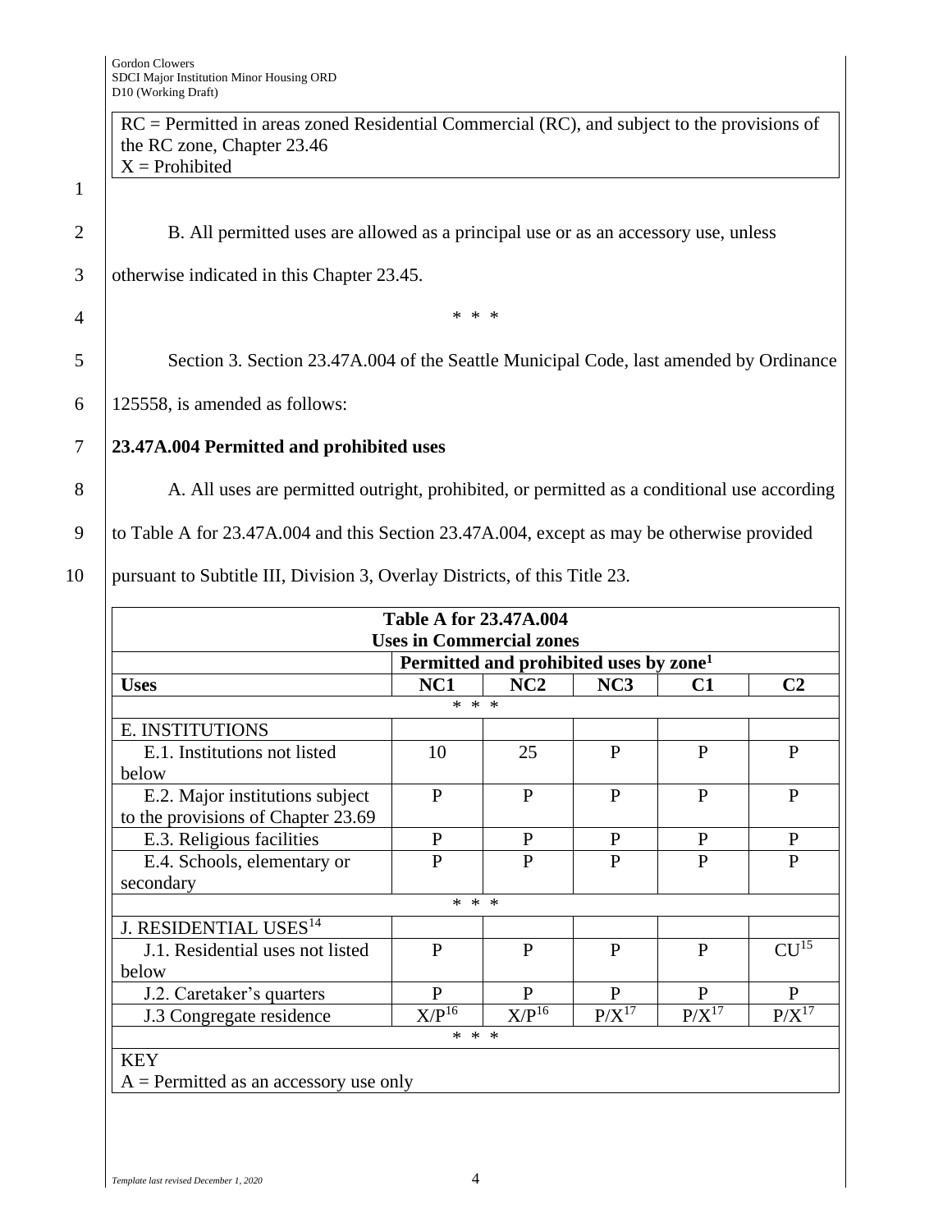RC = Permitted in areas zoned Residential Commercial (RC), and subject to the provisions of the RC zone, Chapter 23.46
X = Prohibited

B. All permitted uses are allowed as a principal use or as an accessory use, unless otherwise indicated in this Chapter 23.45.

\* \* \*

Section 3. Section 23.47A.004 of the Seattle Municipal Code, last amended by Ordinance 125558, is amended as follows:

**23.47A.004 Permitted and prohibited uses**

A. All uses are permitted outright, prohibited, or permitted as a conditional use according to Table A for 23.47A.004 and this Section 23.47A.004, except as may be otherwise provided pursuant to Subtitle III, Division 3, Overlay Districts, of this Title 23.

| Table A for 23.47A.004 Uses in Commercial zones | | | | | |
|---|---|---|---|---|---|
| | Permitted and prohibited uses by zone[1] | | | | |
| **Uses** | **NC1** | **NC2** | **NC3** | **C1** | **C2** |
| \* \* \* | | | | | |
| E. INSTITUTIONS | | | | | |
| E.1. Institutions not listed below | 10 | 25 | P | P | P |
| E.2. Major institutions subject to the provisions of Chapter 23.69 | P | P | P | P | P |
| E.3. Religious facilities | P | P | P | P | P |
| E.4. Schools, elementary or secondary | P | P | P | P | P |
| \* \* \* | | | | | |
| J. RESIDENTIAL USES[14] | | | | | |
| J.1. Residential uses not listed below | P | P | P | P | CU[15] |
| J.2. Caretaker's quarters | P | P | P | P | P |
| J.3 Congregate residence | X/P[16] | X/P[16] | P/X[17] | P/X[17] | P/X[17] |
| \* \* \* | | | | | |
| KEY<br>A = Permitted as an accessory use only | | | | | |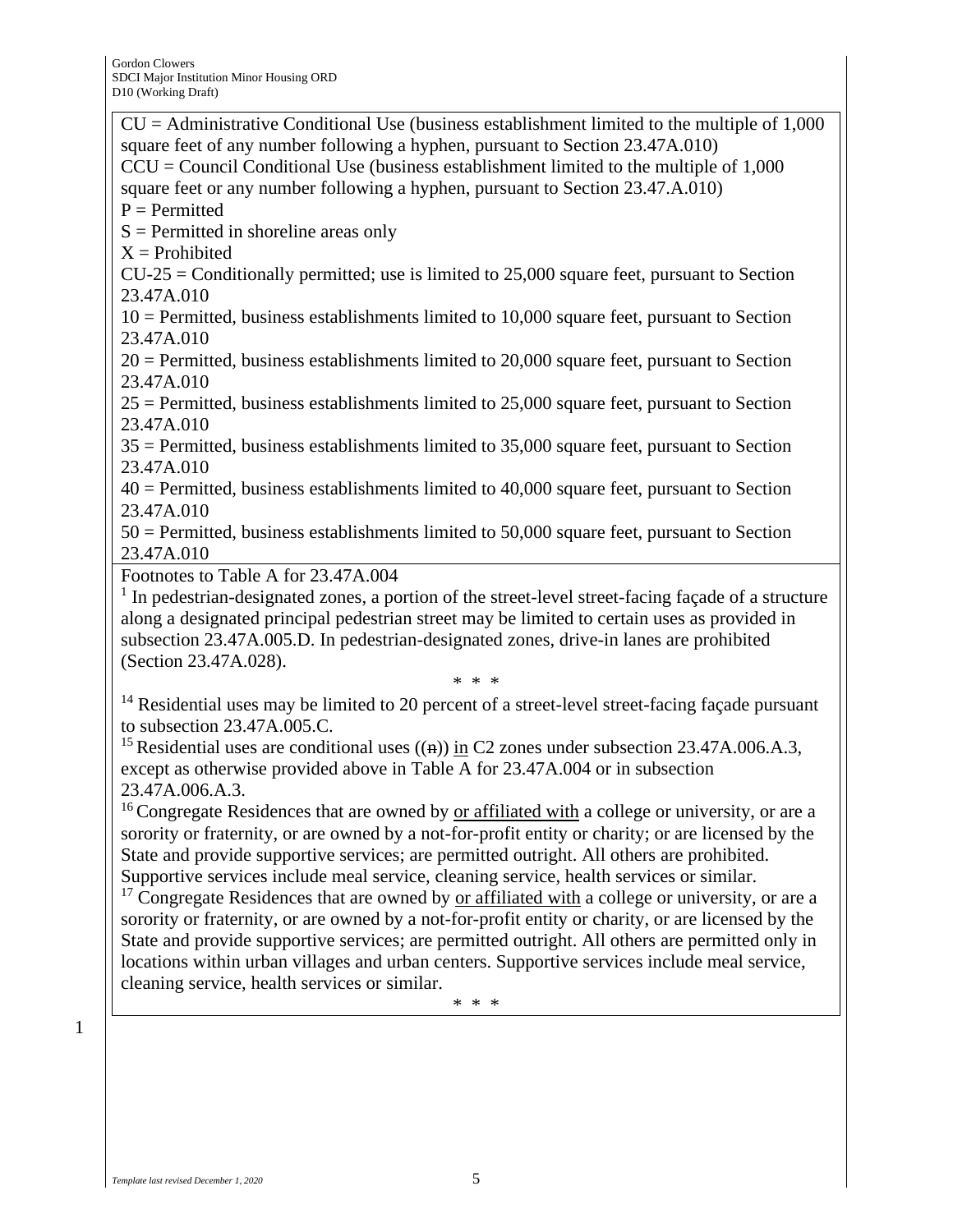CU = Administrative Conditional Use (business establishment limited to the multiple of 1,000 square feet of any number following a hyphen, pursuant to Section 23.47A.010)
CCU = Council Conditional Use (business establishment limited to the multiple of 1,000 square feet or any number following a hyphen, pursuant to Section 23.47.A.010)
P = Permitted
S = Permitted in shoreline areas only
X = Prohibited
CU-25 = Conditionally permitted; use is limited to 25,000 square feet, pursuant to Section 23.47A.010
10 = Permitted, business establishments limited to 10,000 square feet, pursuant to Section 23.47A.010
20 = Permitted, business establishments limited to 20,000 square feet, pursuant to Section 23.47A.010
25 = Permitted, business establishments limited to 25,000 square feet, pursuant to Section 23.47A.010
35 = Permitted, business establishments limited to 35,000 square feet, pursuant to Section 23.47A.010
40 = Permitted, business establishments limited to 40,000 square feet, pursuant to Section 23.47A.010
50 = Permitted, business establishments limited to 50,000 square feet, pursuant to Section 23.47A.010

Footnotes to Table A for 23.47A.004

[1] In pedestrian-designated zones, a portion of the street-level street-facing façade of a structure along a designated principal pedestrian street may be limited to certain uses as provided in subsection 23.47A.005.D. In pedestrian-designated zones, drive-in lanes are prohibited (Section 23.47A.028).

\* \* \*

[14] Residential uses may be limited to 20 percent of a street-level street-facing façade pursuant to subsection 23.47A.005.C.
[15] Residential uses are conditional uses ((~~n~~)) <u>in</u> C2 zones under subsection 23.47A.006.A.3, except as otherwise provided above in Table A for 23.47A.004 or in subsection 23.47A.006.A.3.
[16] Congregate Residences that are owned by <u>or affiliated with</u> a college or university, or are a sorority or fraternity, or are owned by a not-for-profit entity or charity; or are licensed by the State and provide supportive services; are permitted outright. All others are prohibited. Supportive services include meal service, cleaning service, health services or similar.
[17] Congregate Residences that are owned by <u>or affiliated with</u> a college or university, or are a sorority or fraternity, or are owned by a not-for-profit entity or charity, or are licensed by the State and provide supportive services; are permitted outright. All others are permitted only in locations within urban villages and urban centers. Supportive services include meal service, cleaning service, health services or similar.

\* \* \*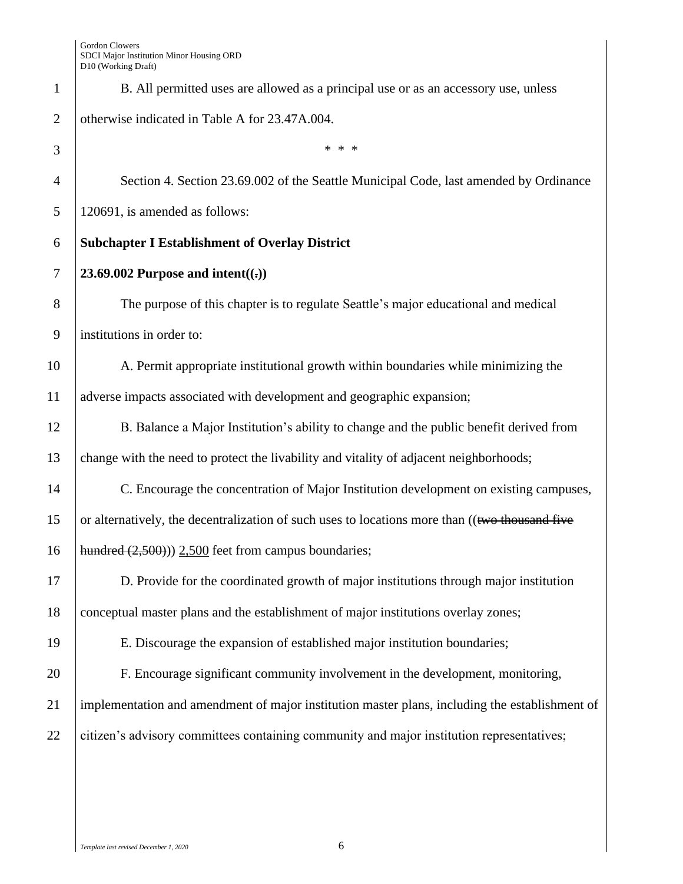B. All permitted uses are allowed as a principal use or as an accessory use, unless otherwise indicated in Table A for 23.47A.004.

\* \* \*

Section 4. Section 23.69.002 of the Seattle Municipal Code, last amended by Ordinance 120691, is amended as follows:

**Subchapter I Establishment of Overlay District**

**23.69.002 Purpose and intent((.))**

The purpose of this chapter is to regulate Seattle's major educational and medical institutions in order to:

A. Permit appropriate institutional growth within boundaries while minimizing the adverse impacts associated with development and geographic expansion;

B. Balance a Major Institution's ability to change and the public benefit derived from change with the need to protect the livability and vitality of adjacent neighborhoods;

C. Encourage the concentration of Major Institution development on existing campuses, or alternatively, the decentralization of such uses to locations more than ((~~two thousand five hundred (2,500)~~)) <u>2,500</u> feet from campus boundaries;

D. Provide for the coordinated growth of major institutions through major institution conceptual master plans and the establishment of major institutions overlay zones;

E. Discourage the expansion of established major institution boundaries;

F. Encourage significant community involvement in the development, monitoring, implementation and amendment of major institution master plans, including the establishment of citizen's advisory committees containing community and major institution representatives;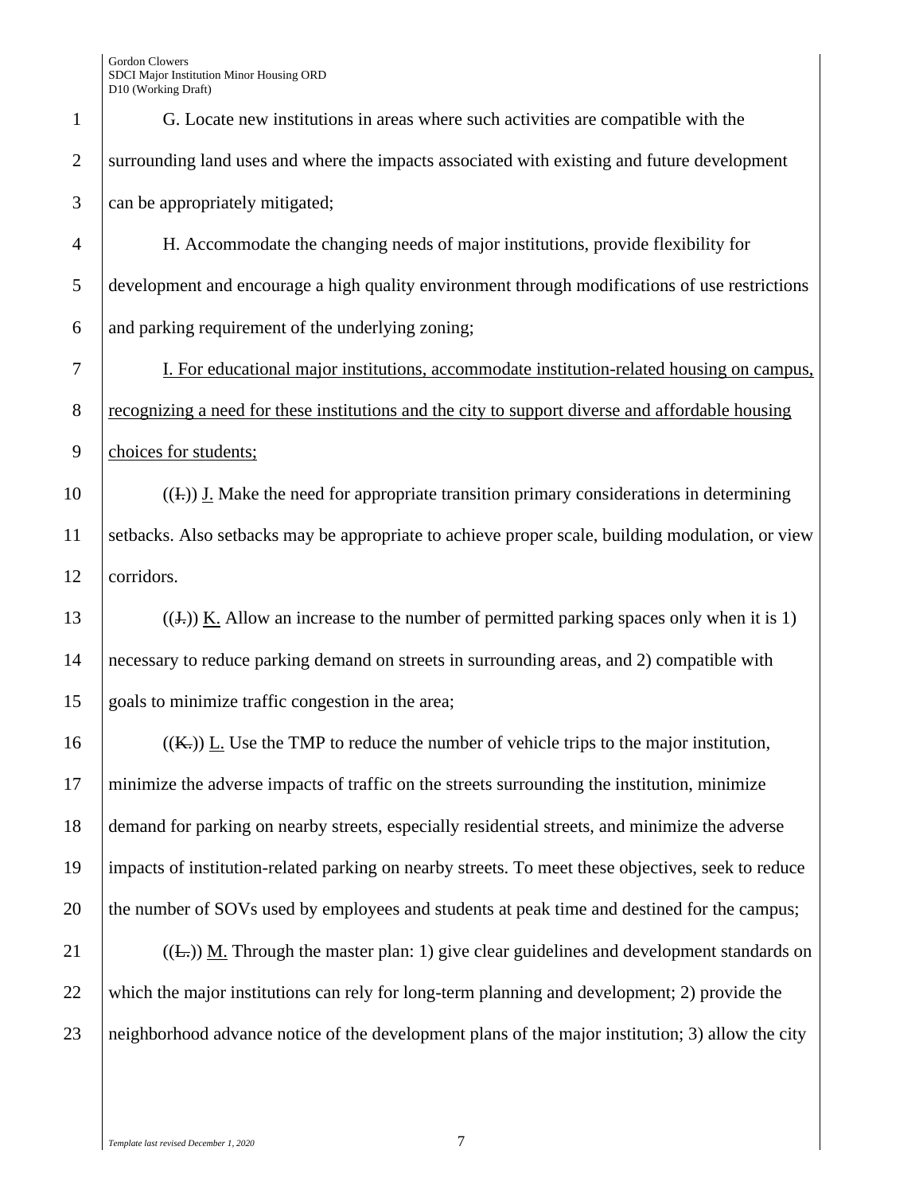G. Locate new institutions in areas where such activities are compatible with the surrounding land uses and where the impacts associated with existing and future development can be appropriately mitigated;

H. Accommodate the changing needs of major institutions, provide flexibility for development and encourage a high quality environment through modifications of use restrictions and parking requirement of the underlying zoning;

<u>I. For educational major institutions, accommodate institution-related housing on campus, recognizing a need for these institutions and the city to support diverse and affordable housing choices for students;</u>

((~~I.~~)) <u>J.</u> Make the need for appropriate transition primary considerations in determining setbacks. Also setbacks may be appropriate to achieve proper scale, building modulation, or view corridors.

((~~J.~~)) <u>K.</u> Allow an increase to the number of permitted parking spaces only when it is 1) necessary to reduce parking demand on streets in surrounding areas, and 2) compatible with goals to minimize traffic congestion in the area;

((~~K.~~)) <u>L.</u> Use the TMP to reduce the number of vehicle trips to the major institution, minimize the adverse impacts of traffic on the streets surrounding the institution, minimize demand for parking on nearby streets, especially residential streets, and minimize the adverse impacts of institution-related parking on nearby streets. To meet these objectives, seek to reduce the number of SOVs used by employees and students at peak time and destined for the campus;

((~~L.~~)) <u>M.</u> Through the master plan: 1) give clear guidelines and development standards on which the major institutions can rely for long-term planning and development; 2) provide the neighborhood advance notice of the development plans of the major institution; 3) allow the city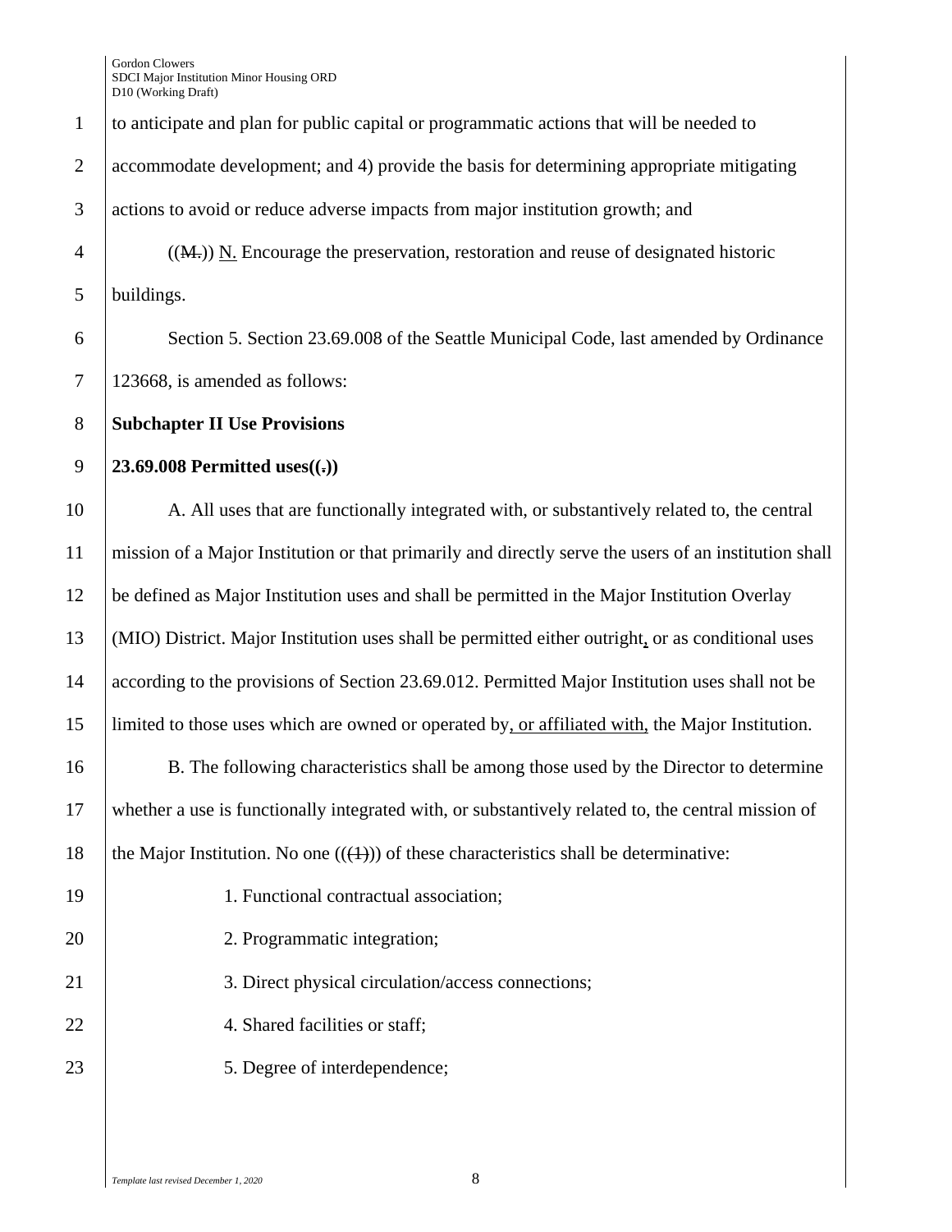to anticipate and plan for public capital or programmatic actions that will be needed to accommodate development; and 4) provide the basis for determining appropriate mitigating actions to avoid or reduce adverse impacts from major institution growth; and

((~~M.~~)) <u>N.</u> Encourage the preservation, restoration and reuse of designated historic buildings.

Section 5. Section 23.69.008 of the Seattle Municipal Code, last amended by Ordinance 123668, is amended as follows:

**Subchapter II Use Provisions**

**23.69.008 Permitted uses((~~.~~))**

A. All uses that are functionally integrated with, or substantively related to, the central mission of a Major Institution or that primarily and directly serve the users of an institution shall be defined as Major Institution uses and shall be permitted in the Major Institution Overlay (MIO) District. Major Institution uses shall be permitted either outright<u>,</u> or as conditional uses according to the provisions of Section 23.69.012. Permitted Major Institution uses shall not be limited to those uses which are owned or operated by<u>, or affiliated with,</u> the Major Institution.

B. The following characteristics shall be among those used by the Director to determine whether a use is functionally integrated with, or substantively related to, the central mission of the Major Institution. No one ((~~(1)~~)) of these characteristics shall be determinative:

1. Functional contractual association;

2. Programmatic integration;

3. Direct physical circulation/access connections;

4. Shared facilities or staff;

5. Degree of interdependence;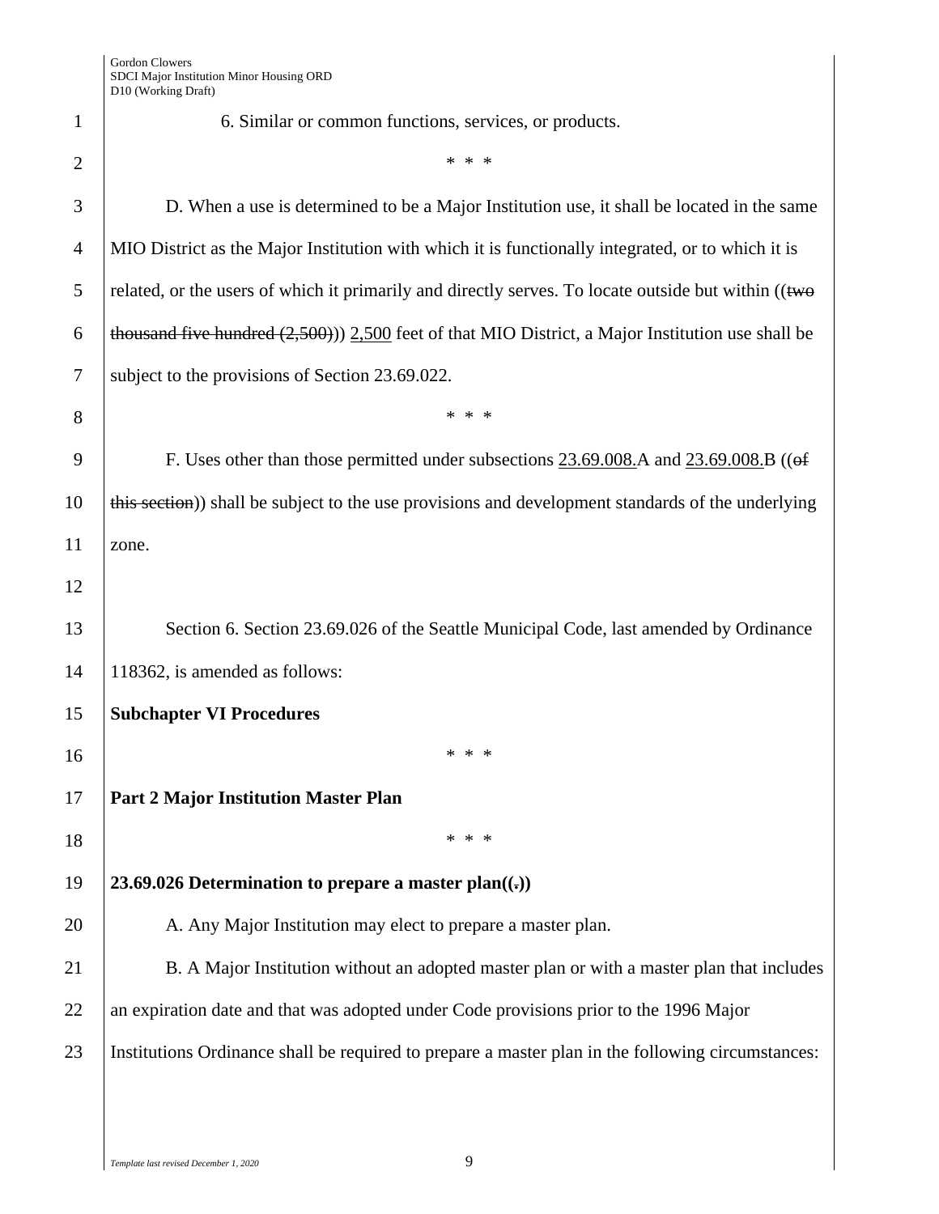6. Similar or common functions, services, or products.

\* \* \*

D. When a use is determined to be a Major Institution use, it shall be located in the same MIO District as the Major Institution with which it is functionally integrated, or to which it is related, or the users of which it primarily and directly serves. To locate outside but within ((~~two thousand five hundred (2,500)~~)) <u>2,500</u> feet of that MIO District, a Major Institution use shall be subject to the provisions of Section 23.69.022.

\* \* \*

F. Uses other than those permitted under subsections <u>23.69.008.</u>A and <u>23.69.008.</u>B ((~~of this section~~)) shall be subject to the use provisions and development standards of the underlying zone.

Section 6. Section 23.69.026 of the Seattle Municipal Code, last amended by Ordinance 118362, is amended as follows:

**Subchapter VI Procedures**

\* \* \*

**Part 2 Major Institution Master Plan**

\* \* \*

**23.69.026 Determination to prepare a master plan((~~.~~))**

A. Any Major Institution may elect to prepare a master plan.

B. A Major Institution without an adopted master plan or with a master plan that includes an expiration date and that was adopted under Code provisions prior to the 1996 Major Institutions Ordinance shall be required to prepare a master plan in the following circumstances: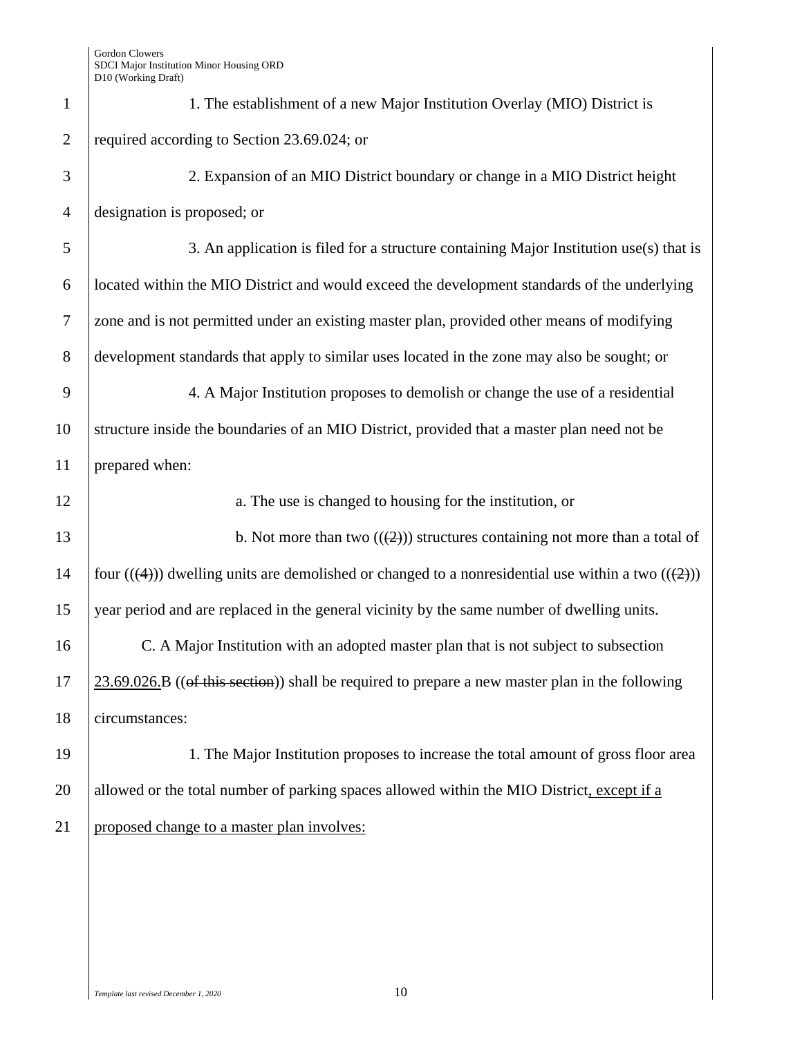1. The establishment of a new Major Institution Overlay (MIO) District is required according to Section 23.69.024; or

2. Expansion of an MIO District boundary or change in a MIO District height designation is proposed; or

3. An application is filed for a structure containing Major Institution use(s) that is located within the MIO District and would exceed the development standards of the underlying zone and is not permitted under an existing master plan, provided other means of modifying development standards that apply to similar uses located in the zone may also be sought; or

4. A Major Institution proposes to demolish or change the use of a residential structure inside the boundaries of an MIO District, provided that a master plan need not be prepared when:

a. The use is changed to housing for the institution, or

b. Not more than two (((~~2~~))) structures containing not more than a total of four (((~~4~~))) dwelling units are demolished or changed to a nonresidential use within a two (((~~2~~))) year period and are replaced in the general vicinity by the same number of dwelling units.

C. A Major Institution with an adopted master plan that is not subject to subsection <u>23.69.026.</u>B ((~~of this section~~)) shall be required to prepare a new master plan in the following circumstances:

1. The Major Institution proposes to increase the total amount of gross floor area allowed or the total number of parking spaces allowed within the MIO District<u>, except if a proposed change to a master plan involves:</u>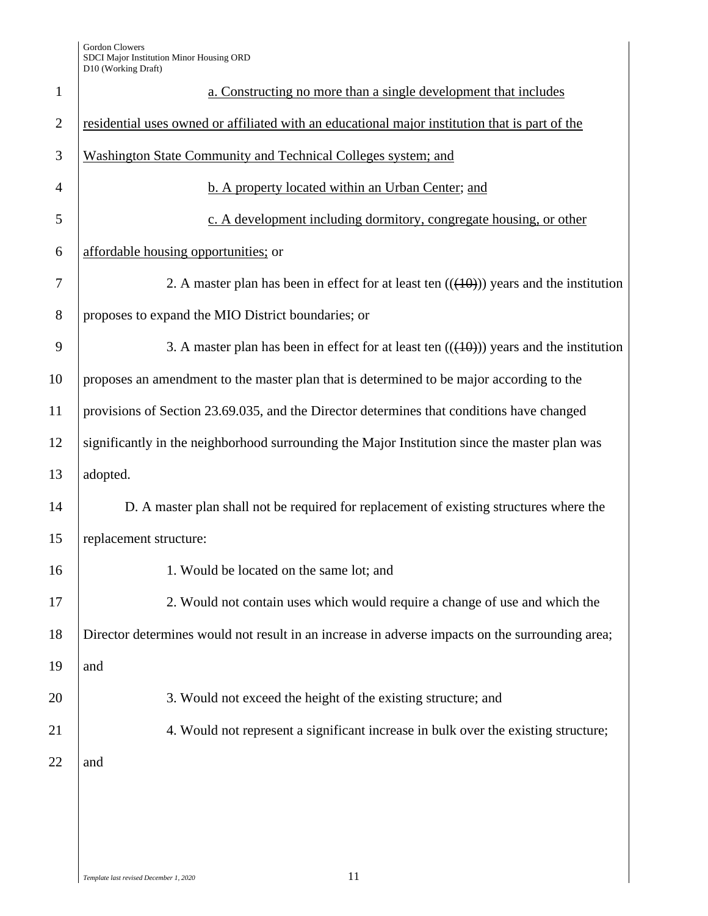a. Constructing no more than a single development that includes residential uses owned or affiliated with an educational major institution that is part of the Washington State Community and Technical Colleges system; and

b. A property located within an Urban Center; and

c. A development including dormitory, congregate housing, or other affordable housing opportunities; or

2. A master plan has been in effect for at least ten (((10))) years and the institution proposes to expand the MIO District boundaries; or

3. A master plan has been in effect for at least ten (((10))) years and the institution proposes an amendment to the master plan that is determined to be major according to the provisions of Section 23.69.035, and the Director determines that conditions have changed significantly in the neighborhood surrounding the Major Institution since the master plan was adopted.

D. A master plan shall not be required for replacement of existing structures where the replacement structure:

1. Would be located on the same lot; and

2. Would not contain uses which would require a change of use and which the Director determines would not result in an increase in adverse impacts on the surrounding area; and

3. Would not exceed the height of the existing structure; and

4. Would not represent a significant increase in bulk over the existing structure; and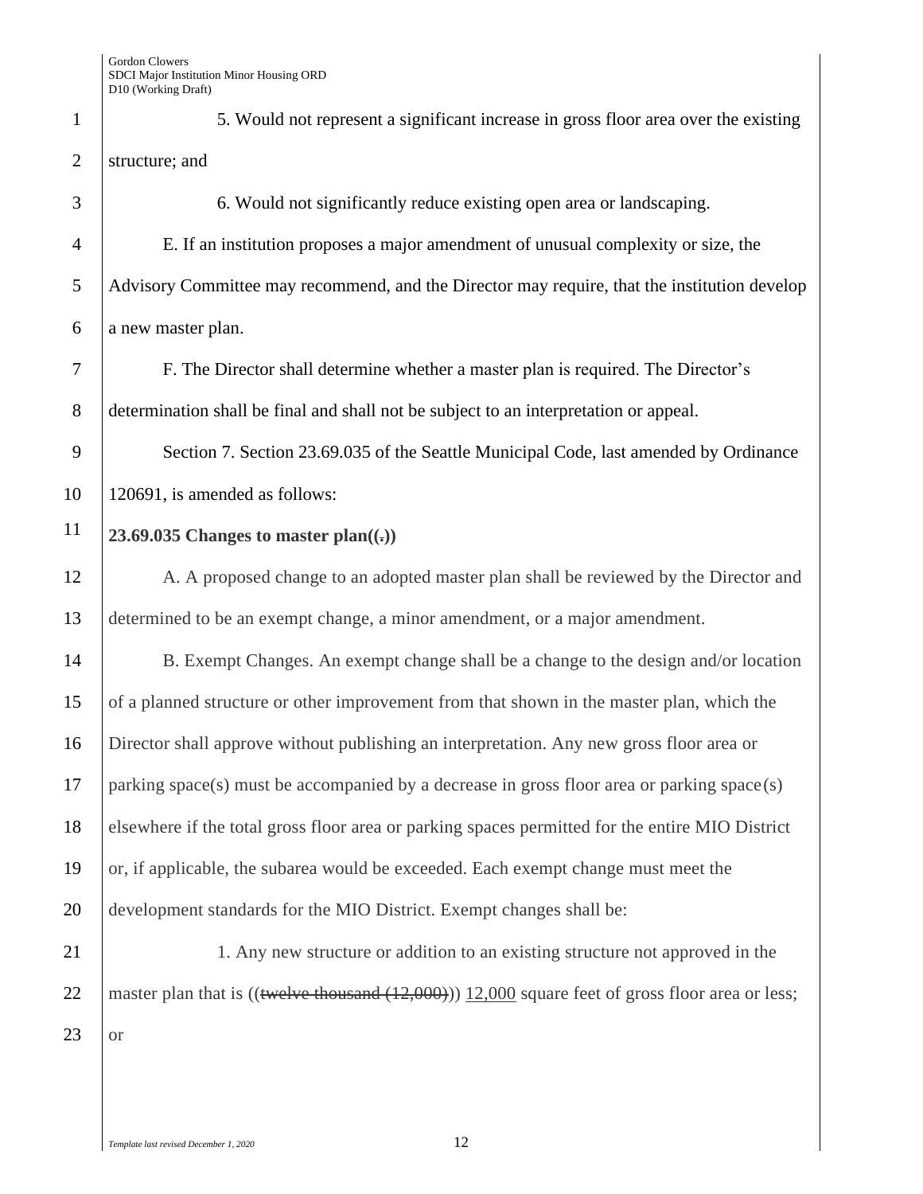5. Would not represent a significant increase in gross floor area over the existing structure; and

6. Would not significantly reduce existing open area or landscaping.

E. If an institution proposes a major amendment of unusual complexity or size, the Advisory Committee may recommend, and the Director may require, that the institution develop a new master plan.

F. The Director shall determine whether a master plan is required. The Director's determination shall be final and shall not be subject to an interpretation or appeal.

Section 7. Section 23.69.035 of the Seattle Municipal Code, last amended by Ordinance 120691, is amended as follows:

**23.69.035 Changes to master plan((~~.~~))**

A. A proposed change to an adopted master plan shall be reviewed by the Director and determined to be an exempt change, a minor amendment, or a major amendment.

B. Exempt Changes. An exempt change shall be a change to the design and/or location of a planned structure or other improvement from that shown in the master plan, which the Director shall approve without publishing an interpretation. Any new gross floor area or parking space(s) must be accompanied by a decrease in gross floor area or parking space(s) elsewhere if the total gross floor area or parking spaces permitted for the entire MIO District or, if applicable, the subarea would be exceeded. Each exempt change must meet the development standards for the MIO District. Exempt changes shall be:

1. Any new structure or addition to an existing structure not approved in the master plan that is ((~~twelve thousand (12,000)~~)) <u>12,000</u> square feet of gross floor area or less; or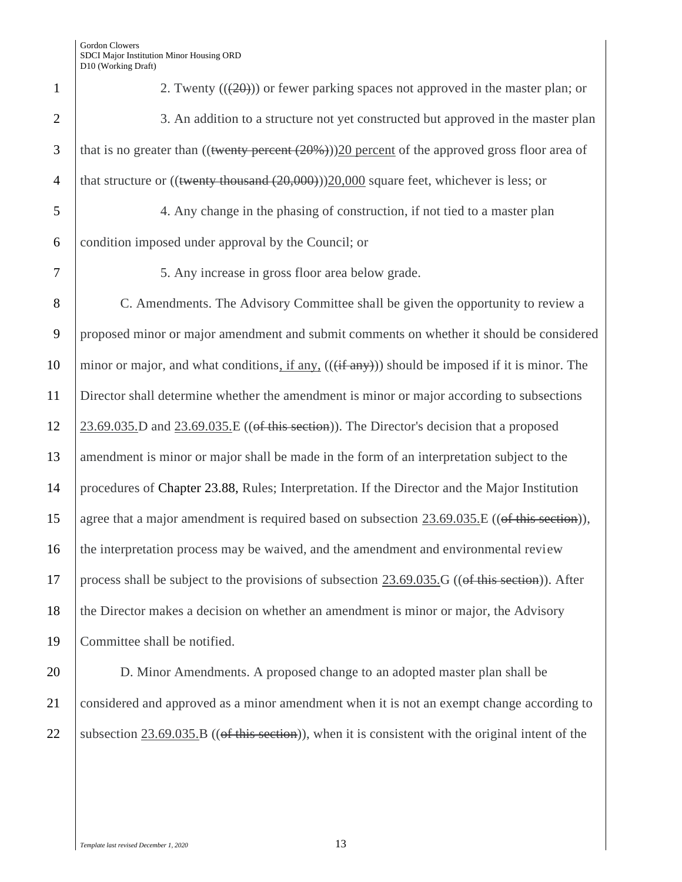2. Twenty (((20))) or fewer parking spaces not approved in the master plan; or

3. An addition to a structure not yet constructed but approved in the master plan that is no greater than ((~~twenty percent (20%)~~))<u>20 percent</u> of the approved gross floor area of that structure or ((~~twenty thousand (20,000)~~))<u>20,000</u> square feet, whichever is less; or

4. Any change in the phasing of construction, if not tied to a master plan condition imposed under approval by the Council; or

5. Any increase in gross floor area below grade.

C. Amendments. The Advisory Committee shall be given the opportunity to review a proposed minor or major amendment and submit comments on whether it should be considered minor or major, and what conditions<u>, if any,</u> ((~~(if any)~~)) should be imposed if it is minor. The Director shall determine whether the amendment is minor or major according to subsections <u>23.69.035.</u>D and <u>23.69.035.</u>E ((~~of this section~~)). The Director's decision that a proposed amendment is minor or major shall be made in the form of an interpretation subject to the procedures of Chapter 23.88, Rules; Interpretation. If the Director and the Major Institution agree that a major amendment is required based on subsection <u>23.69.035.</u>E ((~~of this section~~)), the interpretation process may be waived, and the amendment and environmental review process shall be subject to the provisions of subsection <u>23.69.035.</u>G ((~~of this section~~)). After the Director makes a decision on whether an amendment is minor or major, the Advisory Committee shall be notified.

D. Minor Amendments. A proposed change to an adopted master plan shall be considered and approved as a minor amendment when it is not an exempt change according to subsection <u>23.69.035.</u>B ((~~of this section~~)), when it is consistent with the original intent of the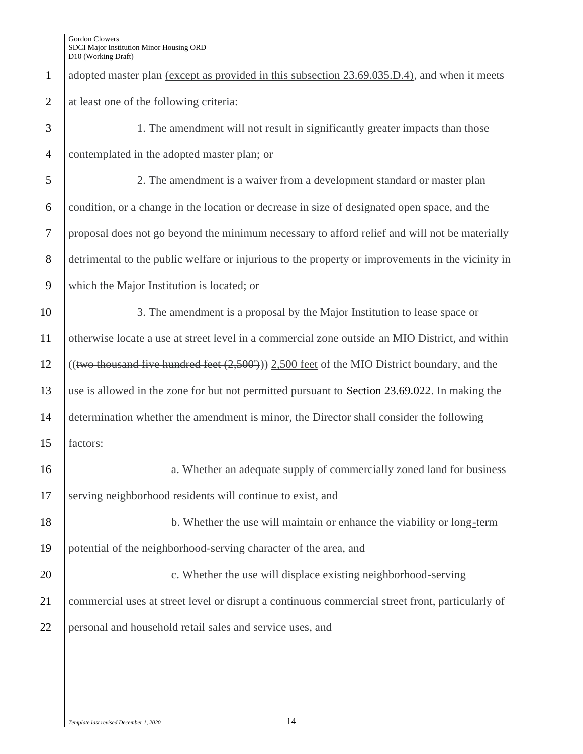adopted master plan <u>(except as provided in this subsection 23.69.035.D.4)</u>, and when it meets at least one of the following criteria:

1. The amendment will not result in significantly greater impacts than those contemplated in the adopted master plan; or

2. The amendment is a waiver from a development standard or master plan condition, or a change in the location or decrease in size of designated open space, and the proposal does not go beyond the minimum necessary to afford relief and will not be materially detrimental to the public welfare or injurious to the property or improvements in the vicinity in which the Major Institution is located; or

3. The amendment is a proposal by the Major Institution to lease space or otherwise locate a use at street level in a commercial zone outside an MIO District, and within ((~~two thousand five hundred feet (2,500')~~)) <u>2,500 feet</u> of the MIO District boundary, and the use is allowed in the zone for but not permitted pursuant to Section 23.69.022. In making the determination whether the amendment is minor, the Director shall consider the following factors:

a. Whether an adequate supply of commercially zoned land for business serving neighborhood residents will continue to exist, and

b. Whether the use will maintain or enhance the viability or long<u>-</u>term potential of the neighborhood-serving character of the area, and

c. Whether the use will displace existing neighborhood-serving commercial uses at street level or disrupt a continuous commercial street front, particularly of personal and household retail sales and service uses, and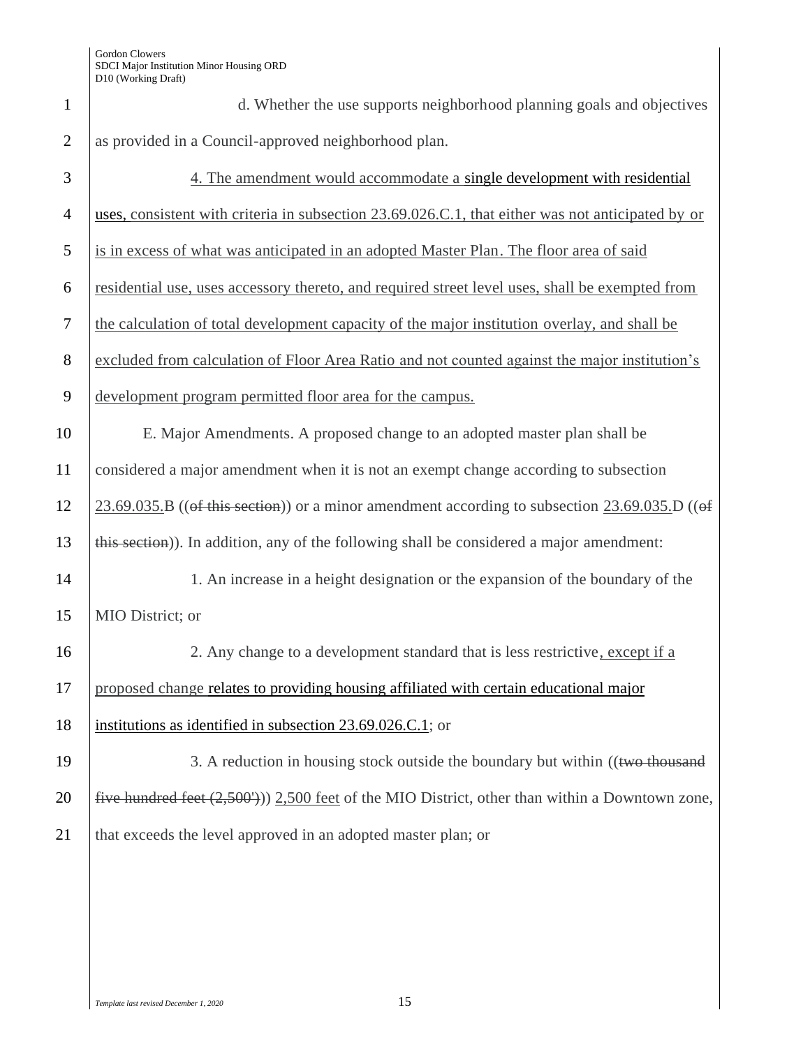d. Whether the use supports neighborhood planning goals and objectives as provided in a Council-approved neighborhood plan.

4. The amendment would accommodate a single development with residential uses, consistent with criteria in subsection 23.69.026.C.1, that either was not anticipated by or is in excess of what was anticipated in an adopted Master Plan. The floor area of said residential use, uses accessory thereto, and required street level uses, shall be exempted from the calculation of total development capacity of the major institution overlay, and shall be excluded from calculation of Floor Area Ratio and not counted against the major institution's development program permitted floor area for the campus.

E. Major Amendments. A proposed change to an adopted master plan shall be considered a major amendment when it is not an exempt change according to subsection 23.69.035.B ((~~of this section~~)) or a minor amendment according to subsection 23.69.035.D ((~~of this section~~)). In addition, any of the following shall be considered a major amendment:

1. An increase in a height designation or the expansion of the boundary of the MIO District; or

2. Any change to a development standard that is less restrictive, except if a proposed change relates to providing housing affiliated with certain educational major institutions as identified in subsection 23.69.026.C.1; or

3. A reduction in housing stock outside the boundary but within ((~~two thousand five hundred feet (2,500')~~)) 2,500 feet of the MIO District, other than within a Downtown zone, that exceeds the level approved in an adopted master plan; or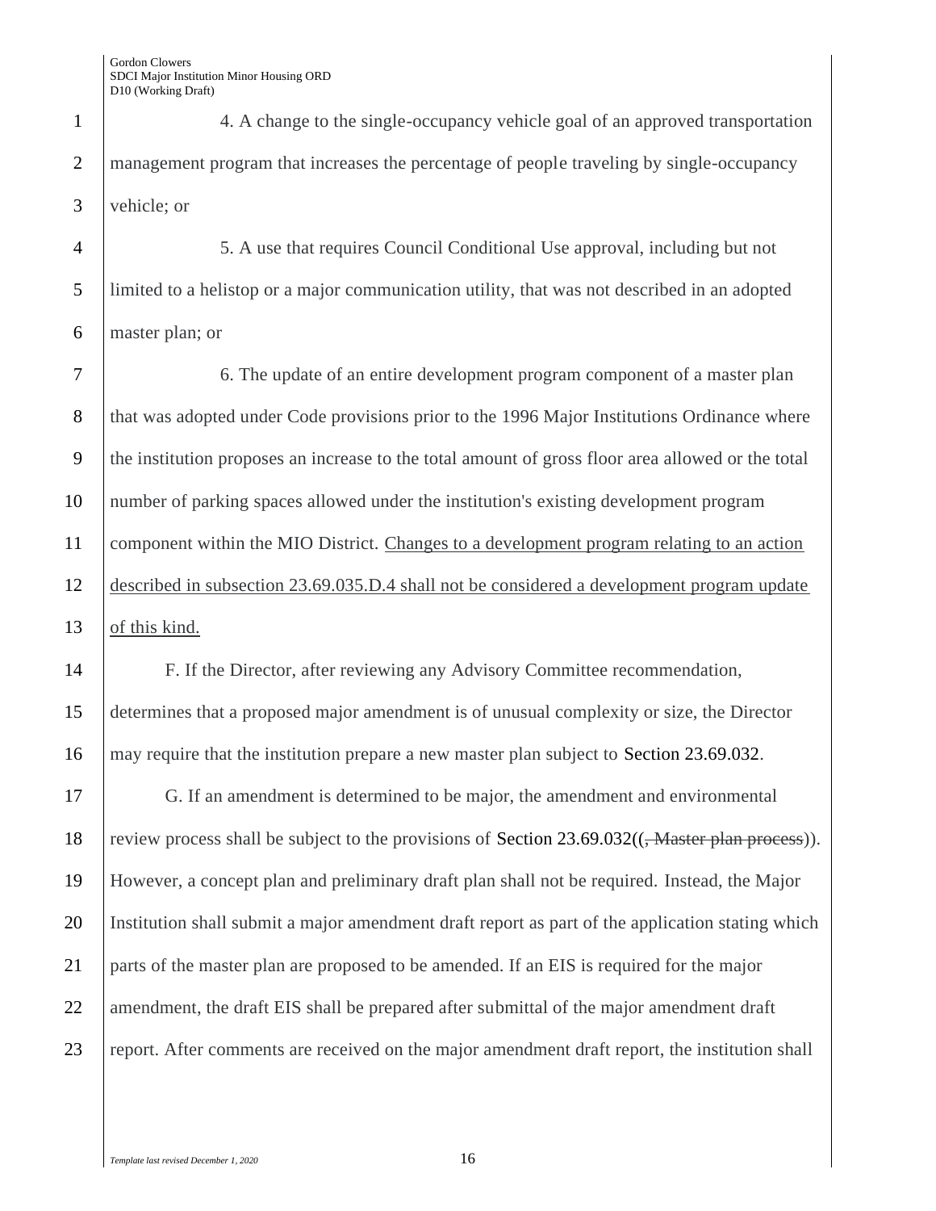4. A change to the single-occupancy vehicle goal of an approved transportation management program that increases the percentage of people traveling by single-occupancy vehicle; or

5. A use that requires Council Conditional Use approval, including but not limited to a helistop or a major communication utility, that was not described in an adopted master plan; or

6. The update of an entire development program component of a master plan that was adopted under Code provisions prior to the 1996 Major Institutions Ordinance where the institution proposes an increase to the total amount of gross floor area allowed or the total number of parking spaces allowed under the institution's existing development program component within the MIO District. <u>Changes to a development program relating to an action described in subsection 23.69.035.D.4 shall not be considered a development program update of this kind.</u>

F. If the Director, after reviewing any Advisory Committee recommendation, determines that a proposed major amendment is of unusual complexity or size, the Director may require that the institution prepare a new master plan subject to Section 23.69.032.

G. If an amendment is determined to be major, the amendment and environmental review process shall be subject to the provisions of Section 23.69.032((~~, Master plan process~~)). However, a concept plan and preliminary draft plan shall not be required. Instead, the Major Institution shall submit a major amendment draft report as part of the application stating which parts of the master plan are proposed to be amended. If an EIS is required for the major amendment, the draft EIS shall be prepared after submittal of the major amendment draft report. After comments are received on the major amendment draft report, the institution shall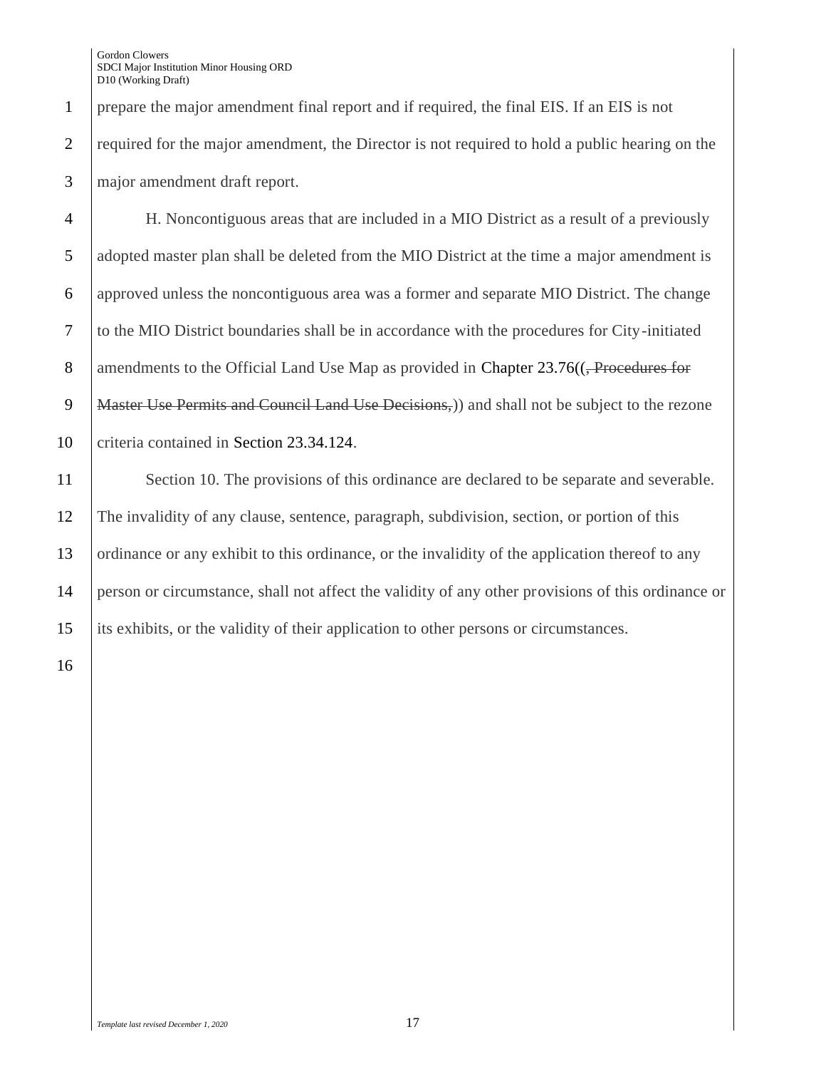prepare the major amendment final report and if required, the final EIS. If an EIS is not required for the major amendment, the Director is not required to hold a public hearing on the major amendment draft report.

H. Noncontiguous areas that are included in a MIO District as a result of a previously adopted master plan shall be deleted from the MIO District at the time a major amendment is approved unless the noncontiguous area was a former and separate MIO District. The change to the MIO District boundaries shall be in accordance with the procedures for City-initiated amendments to the Official Land Use Map as provided in Chapter 23.76((~~, Procedures for Master Use Permits and Council Land Use Decisions,~~)) and shall not be subject to the rezone criteria contained in Section 23.34.124.

Section 10. The provisions of this ordinance are declared to be separate and severable. The invalidity of any clause, sentence, paragraph, subdivision, section, or portion of this ordinance or any exhibit to this ordinance, or the invalidity of the application thereof to any person or circumstance, shall not affect the validity of any other provisions of this ordinance or its exhibits, or the validity of their application to other persons or circumstances.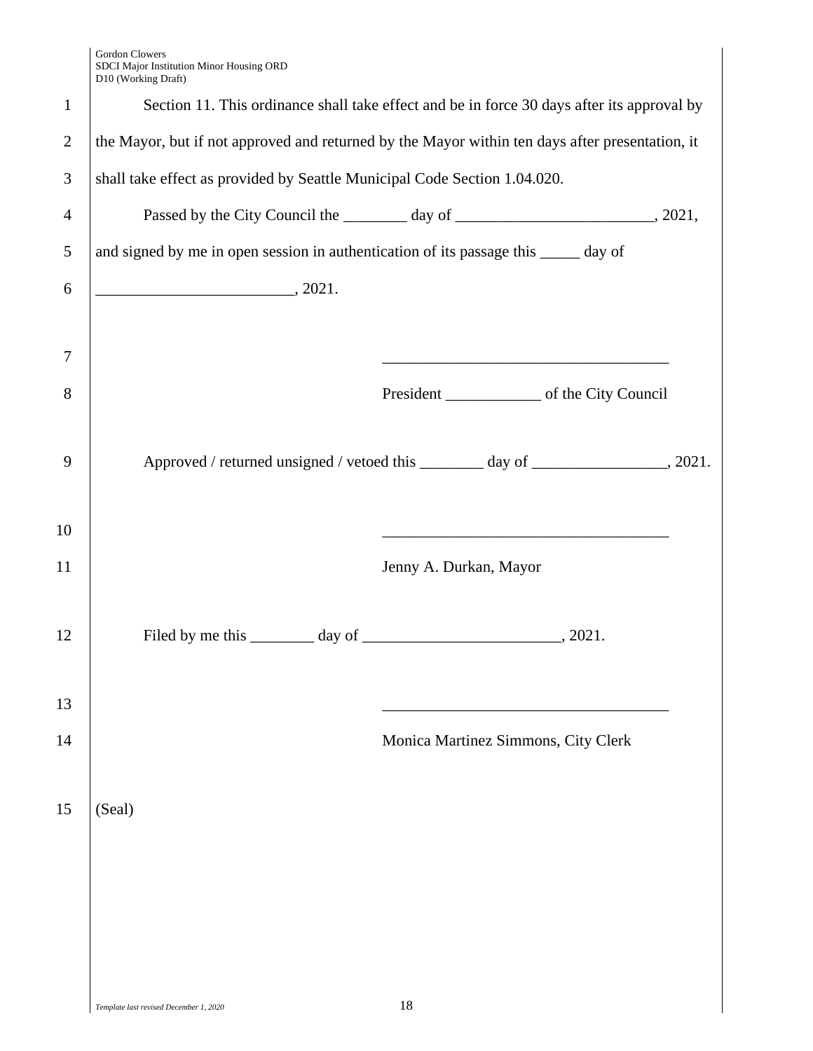Section 11. This ordinance shall take effect and be in force 30 days after its approval by the Mayor, but if not approved and returned by the Mayor within ten days after presentation, it shall take effect as provided by Seattle Municipal Code Section 1.04.020.

Passed by the City Council the ________ day of _________________________, 2021, and signed by me in open session in authentication of its passage this _____ day of _________________________, 2021.

____________________________________

President ____________ of the City Council

Approved / returned unsigned / vetoed this ________ day of _________________, 2021.

____________________________________

Jenny A. Durkan, Mayor

Filed by me this ________ day of _________________________, 2021.

____________________________________

Monica Martinez Simmons, City Clerk

(Seal)